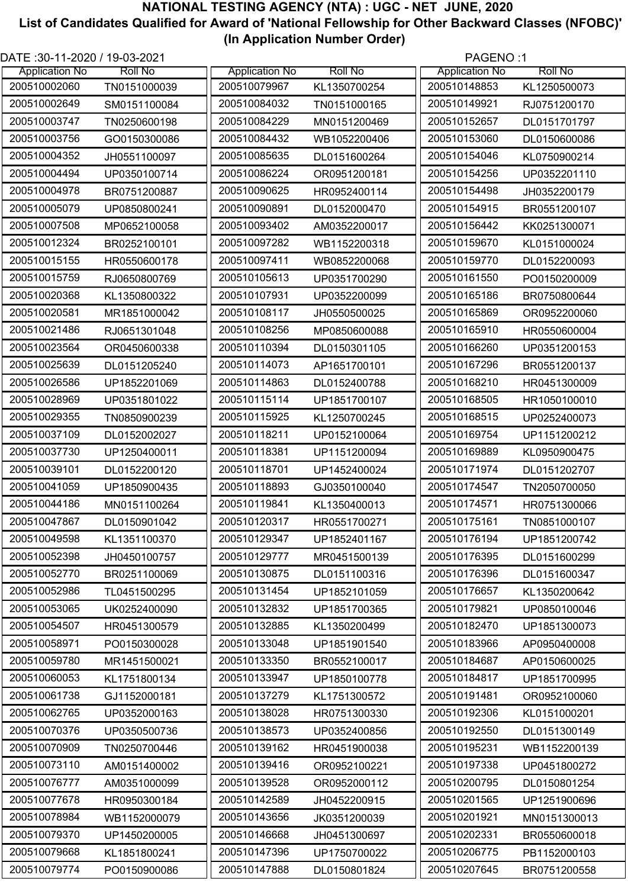# NATIONAL TESTING AGENCY (NTA) : UGC - NET JUNE, 2020

## List of Candidates Qualified for Award of 'National Fellowship for Other Backward Classes (NFOBC)'

### (In Application Number Order)

DATE :30-11-2020 / 19-03-2021

| Application No | Roll No |
|---|---|
| 200510002060 | TN0151000039 |
| 200510002649 | SM0151100084 |
| 200510003747 | TN0250600198 |
| 200510003756 | GO0150300086 |
| 200510004352 | JH0551100097 |
| 200510004494 | UP0350100714 |
| 200510004978 | BR0751200887 |
| 200510005079 | UP0850800241 |
| 200510007508 | MP0652100058 |
| 200510012324 | BR0252100101 |
| 200510015155 | HR0550600178 |
| 200510015759 | RJ0650800769 |
| 200510020368 | KL1350800322 |
| 200510020581 | MR1851000042 |
| 200510021486 | RJ0651301048 |
| 200510023564 | OR0450600338 |
| 200510025639 | DL0151205240 |
| 200510026586 | UP1852201069 |
| 200510028969 | UP0351801022 |
| 200510029355 | TN0850900239 |
| 200510037109 | DL0152002027 |
| 200510037730 | UP1250400011 |
| 200510039101 | DL0152200120 |
| 200510041059 | UP1850900435 |
| 200510044186 | MN0151100264 |
| 200510047867 | DL0150901042 |
| 200510049598 | KL1351100370 |
| 200510052398 | JH0450100757 |
| 200510052770 | BR0251100069 |
| 200510052986 | TL0451500295 |
| 200510053065 | UK0252400090 |
| 200510054507 | HR0451300579 |
| 200510058971 | PO0150300028 |
| 200510059780 | MR1451500021 |
| 200510060053 | KL1751800134 |
| 200510061738 | GJ1152000181 |
| 200510062765 | UP0352000163 |
| 200510070376 | UP0350500736 |
| 200510070909 | TN0250700446 |
| 200510073110 | AM0151400002 |
| 200510076777 | AM0351000099 |
| 200510077678 | HR0950300184 |
| 200510078984 | WB1152000079 |
| 200510079370 | UP1450200005 |
| 200510079668 | KL1851800241 |
| 200510079774 | PO0150900086 |
| 200510079967 | KL1350700254 |
| 200510084032 | TN0151000165 |
| 200510084229 | MN0151200469 |
| 200510084432 | WB1052200406 |
| 200510085635 | DL0151600264 |
| 200510086224 | OR0951200181 |
| 200510090625 | HR0952400114 |
| 200510090891 | DL0152000470 |
| 200510093402 | AM0352200017 |
| 200510097282 | WB1152200318 |
| 200510097411 | WB0852200068 |
| 200510105613 | UP0351700290 |
| 200510107931 | UP0352200099 |
| 200510108117 | JH0550500025 |
| 200510108256 | MP0850600088 |
| 200510110394 | DL0150301105 |
| 200510114073 | AP1651700101 |
| 200510114863 | DL0152400788 |
| 200510115114 | UP1851700107 |
| 200510115925 | KL1250700245 |
| 200510118211 | UP0152100064 |
| 200510118381 | UP1151200094 |
| 200510118701 | UP1452400024 |
| 200510118893 | GJ0350100040 |
| 200510119841 | KL1350400013 |
| 200510120317 | HR0551700271 |
| 200510129347 | UP1852401167 |
| 200510129777 | MR0451500139 |
| 200510130875 | DL0151100316 |
| 200510131454 | UP1852101059 |
| 200510132832 | UP1851700365 |
| 200510132885 | KL1350200499 |
| 200510133048 | UP1851901540 |
| 200510133350 | BR0552100017 |
| 200510133947 | UP1850100778 |
| 200510137279 | KL1751300572 |
| 200510138028 | HR0751300330 |
| 200510138573 | UP0352400856 |
| 200510139162 | HR0451900038 |
| 200510139416 | OR0952100221 |
| 200510139528 | OR0952000112 |
| 200510142589 | JH0452200915 |
| 200510143656 | JK0351200039 |
| 200510146668 | JH0451300697 |
| 200510147396 | UP1750700022 |
| 200510147888 | DL0150801824 |
| 200510148853 | KL1250500073 |
| 200510149921 | RJ0751200170 |
| 200510152657 | DL0151701797 |
| 200510153060 | DL0150600086 |
| 200510154046 | KL0750900214 |
| 200510154256 | UP0352201110 |
| 200510154498 | JH0352200179 |
| 200510154915 | BR0551200107 |
| 200510156442 | KK0251300071 |
| 200510159670 | KL0151000024 |
| 200510159770 | DL0152200093 |
| 200510161550 | PO0150200009 |
| 200510165186 | BR0750800644 |
| 200510165869 | OR0952200060 |
| 200510165910 | HR0550600004 |
| 200510166260 | UP0351200153 |
| 200510167296 | BR0551200137 |
| 200510168210 | HR0451300009 |
| 200510168505 | HR1050100010 |
| 200510168515 | UP0252400073 |
| 200510169754 | UP1151200212 |
| 200510169889 | KL0950900475 |
| 200510171974 | DL0151202707 |
| 200510174547 | TN2050700050 |
| 200510174571 | HR0751300066 |
| 200510175161 | TN0851000107 |
| 200510176194 | UP1851200742 |
| 200510176395 | DL0151600299 |
| 200510176396 | DL0151600347 |
| 200510176657 | KL1350200642 |
| 200510179821 | UP0850100046 |
| 200510182470 | UP1851300073 |
| 200510183966 | AP0950400008 |
| 200510184687 | AP0150600025 |
| 200510184817 | UP1851700995 |
| 200510191481 | OR0952100060 |
| 200510192306 | KL0151000201 |
| 200510192550 | DL0151300149 |
| 200510195231 | WB1152200139 |
| 200510197338 | UP0451800272 |
| 200510200795 | DL0150801254 |
| 200510201565 | UP1251900696 |
| 200510201921 | MN0151300013 |
| 200510202331 | BR0550600018 |
| 200510206775 | PB1152000103 |
| 200510207645 | BR0751200558 |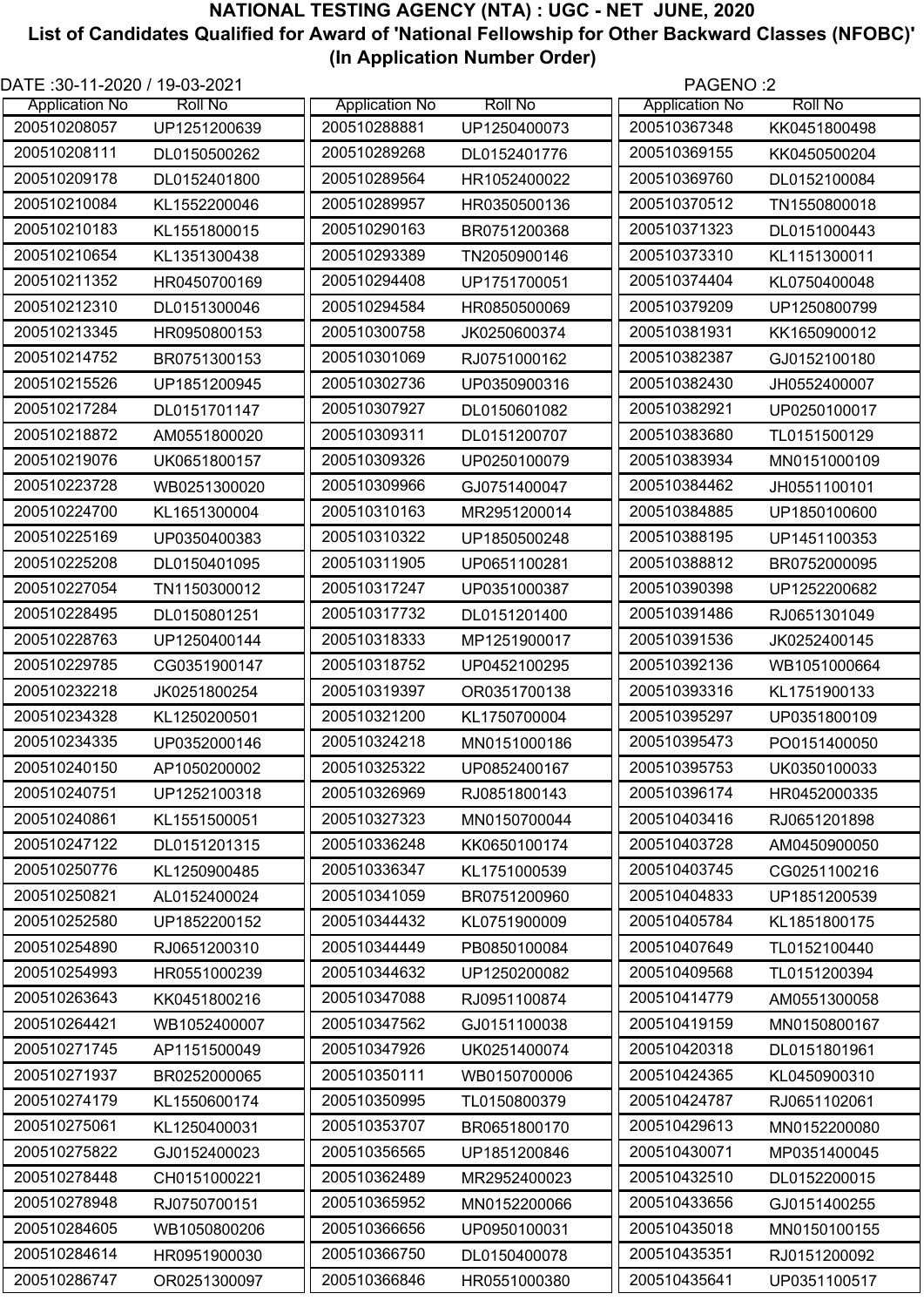# NATIONAL TESTING AGENCY (NTA) : UGC - NET JUNE, 2020

## List of Candidates Qualified for Award of 'National Fellowship for Other Backward Classes (NFOBC)'

### (In Application Number Order)

DATE :30-11-2020 / 19-03-2021

| Application No | Roll No |
|---|---|
| 200510208057 | UP1251200639 |
| 200510208111 | DL0150500262 |
| 200510209178 | DL0152401800 |
| 200510210084 | KL1552200046 |
| 200510210183 | KL1551800015 |
| 200510210654 | KL1351300438 |
| 200510211352 | HR0450700169 |
| 200510212310 | DL0151300046 |
| 200510213345 | HR0950800153 |
| 200510214752 | BR0751300153 |
| 200510215526 | UP1851200945 |
| 200510217284 | DL0151701147 |
| 200510218872 | AM0551800020 |
| 200510219076 | UK0651800157 |
| 200510223728 | WB0251300020 |
| 200510224700 | KL1651300004 |
| 200510225169 | UP0350400383 |
| 200510225208 | DL0150401095 |
| 200510227054 | TN1150300012 |
| 200510228495 | DL0150801251 |
| 200510228763 | UP1250400144 |
| 200510229785 | CG0351900147 |
| 200510232218 | JK0251800254 |
| 200510234328 | KL1250200501 |
| 200510234335 | UP0352000146 |
| 200510240150 | AP1050200002 |
| 200510240751 | UP1252100318 |
| 200510240861 | KL1551500051 |
| 200510247122 | DL0151201315 |
| 200510250776 | KL1250900485 |
| 200510250821 | AL0152400024 |
| 200510252580 | UP1852200152 |
| 200510254890 | RJ0651200310 |
| 200510254993 | HR0551000239 |
| 200510263643 | KK0451800216 |
| 200510264421 | WB1052400007 |
| 200510271745 | AP1151500049 |
| 200510271937 | BR0252000065 |
| 200510274179 | KL1550600174 |
| 200510275061 | KL1250400031 |
| 200510275822 | GJ0152400023 |
| 200510278448 | CH0151000221 |
| 200510278948 | RJ0750700151 |
| 200510284605 | WB1050800206 |
| 200510284614 | HR0951900030 |
| 200510286747 | OR0251300097 |
| 200510288881 | UP1250400073 |
| 200510289268 | DL0152401776 |
| 200510289564 | HR1052400022 |
| 200510289957 | HR0350500136 |
| 200510290163 | BR0751200368 |
| 200510293389 | TN2050900146 |
| 200510294408 | UP1751700051 |
| 200510294584 | HR0850500069 |
| 200510300758 | JK0250600374 |
| 200510301069 | RJ0751000162 |
| 200510302736 | UP0350900316 |
| 200510307927 | DL0150601082 |
| 200510309311 | DL0151200707 |
| 200510309326 | UP0250100079 |
| 200510309966 | GJ0751400047 |
| 200510310163 | MR2951200014 |
| 200510310322 | UP1850500248 |
| 200510311905 | UP0651100281 |
| 200510317247 | UP0351000387 |
| 200510317732 | DL0151201400 |
| 200510318333 | MP1251900017 |
| 200510318752 | UP0452100295 |
| 200510319397 | OR0351700138 |
| 200510321200 | KL1750700004 |
| 200510324218 | MN0151000186 |
| 200510325322 | UP0852400167 |
| 200510326969 | RJ0851800143 |
| 200510327323 | MN0150700044 |
| 200510336248 | KK0650100174 |
| 200510336347 | KL1751000539 |
| 200510341059 | BR0751200960 |
| 200510344432 | KL0751900009 |
| 200510344449 | PB0850100084 |
| 200510344632 | UP1250200082 |
| 200510347088 | RJ0951100874 |
| 200510347562 | GJ0151100038 |
| 200510347926 | UK0251400074 |
| 200510350111 | WB0150700006 |
| 200510350995 | TL0150800379 |
| 200510353707 | BR0651800170 |
| 200510356565 | UP1851200846 |
| 200510362489 | MR2952400023 |
| 200510365952 | MN0152200066 |
| 200510366656 | UP0950100031 |
| 200510366750 | DL0150400078 |
| 200510366846 | HR0551000380 |
| 200510367348 | KK0451800498 |
| 200510369155 | KK0450500204 |
| 200510369760 | DL0152100084 |
| 200510370512 | TN1550800018 |
| 200510371323 | DL0151000443 |
| 200510373310 | KL1151300011 |
| 200510374404 | KL0750400048 |
| 200510379209 | UP1250800799 |
| 200510381931 | KK1650900012 |
| 200510382387 | GJ0152100180 |
| 200510382430 | JH0552400007 |
| 200510382921 | UP0250100017 |
| 200510383680 | TL0151500129 |
| 200510383934 | MN0151000109 |
| 200510384462 | JH0551100101 |
| 200510384885 | UP1850100600 |
| 200510388195 | UP1451100353 |
| 200510388812 | BR0752000095 |
| 200510390398 | UP1252200682 |
| 200510391486 | RJ0651301049 |
| 200510391536 | JK0252400145 |
| 200510392136 | WB1051000664 |
| 200510393316 | KL1751900133 |
| 200510395297 | UP0351800109 |
| 200510395473 | PO0151400050 |
| 200510395753 | UK0350100033 |
| 200510396174 | HR0452000335 |
| 200510403416 | RJ0651201898 |
| 200510403728 | AM0450900050 |
| 200510403745 | CG0251100216 |
| 200510404833 | UP1851200539 |
| 200510405784 | KL1851800175 |
| 200510407649 | TL0152100440 |
| 200510409568 | TL0151200394 |
| 200510414779 | AM0551300058 |
| 200510419159 | MN0150800167 |
| 200510420318 | DL0151801961 |
| 200510424365 | KL0450900310 |
| 200510424787 | RJ0651102061 |
| 200510429613 | MN0152200080 |
| 200510430071 | MP0351400045 |
| 200510432510 | DL0152200015 |
| 200510433656 | GJ0151400255 |
| 200510435018 | MN0150100155 |
| 200510435351 | RJ0151200092 |
| 200510435641 | UP0351100517 |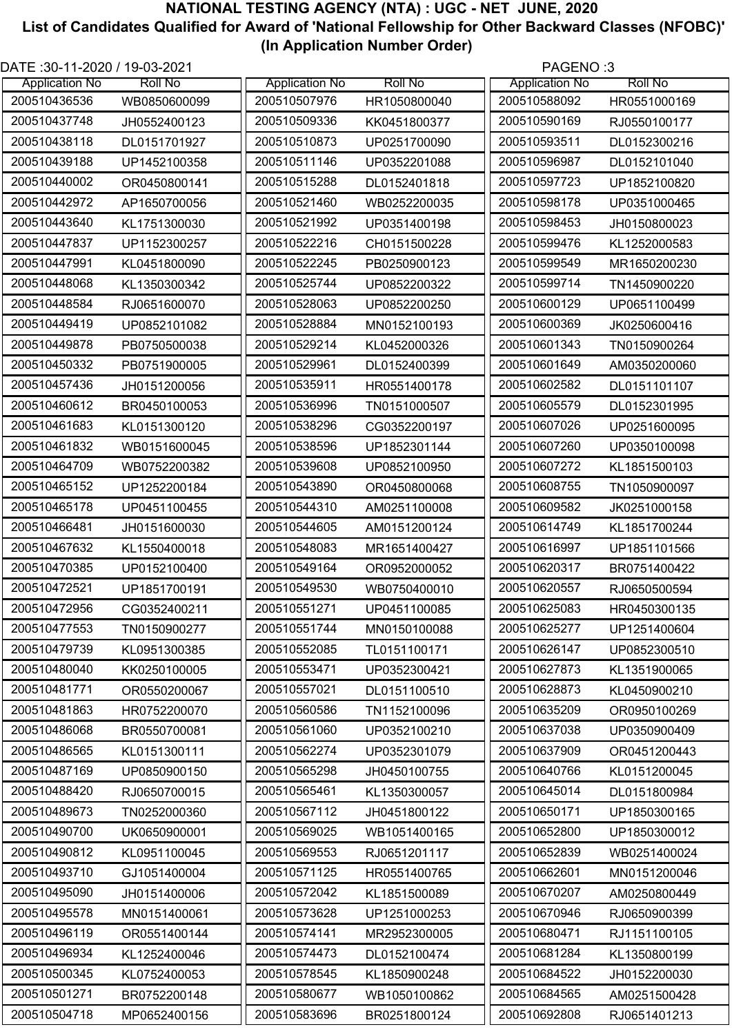# NATIONAL TESTING AGENCY (NTA) : UGC - NET JUNE, 2020

## List of Candidates Qualified for Award of 'National Fellowship for Other Backward Classes (NFOBC)' (In Application Number Order)

DATE :30-11-2020 / 19-03-2021

| Application No | Roll No |
|---|---|
| 200510436536 | WB0850600099 |
| 200510437748 | JH0552400123 |
| 200510438118 | DL0151701927 |
| 200510439188 | UP1452100358 |
| 200510440002 | OR0450800141 |
| 200510442972 | AP1650700056 |
| 200510443640 | KL1751300030 |
| 200510447837 | UP1152300257 |
| 200510447991 | KL0451800090 |
| 200510448068 | KL1350300342 |
| 200510448584 | RJ0651600070 |
| 200510449419 | UP0852101082 |
| 200510449878 | PB0750500038 |
| 200510450332 | PB0751900005 |
| 200510457436 | JH0151200056 |
| 200510460612 | BR0450100053 |
| 200510461683 | KL0151300120 |
| 200510461832 | WB0151600045 |
| 200510464709 | WB0752200382 |
| 200510465152 | UP1252200184 |
| 200510465178 | UP0451100455 |
| 200510466481 | JH0151600030 |
| 200510467632 | KL1550400018 |
| 200510470385 | UP0152100400 |
| 200510472521 | UP1851700191 |
| 200510472956 | CG0352400211 |
| 200510477553 | TN0150900277 |
| 200510479739 | KL0951300385 |
| 200510480040 | KK0250100005 |
| 200510481771 | OR0550200067 |
| 200510481863 | HR0752200070 |
| 200510486068 | BR0550700081 |
| 200510486565 | KL0151300111 |
| 200510487169 | UP0850900150 |
| 200510488420 | RJ0650700015 |
| 200510489673 | TN0252000360 |
| 200510490700 | UK0650900001 |
| 200510490812 | KL0951100045 |
| 200510493710 | GJ1051400004 |
| 200510495090 | JH0151400006 |
| 200510495578 | MN0151400061 |
| 200510496119 | OR0551400144 |
| 200510496934 | KL1252400046 |
| 200510500345 | KL0752400053 |
| 200510501271 | BR0752200148 |
| 200510504718 | MP0652400156 |
| 200510507976 | HR1050800040 |
| 200510509336 | KK0451800377 |
| 200510510873 | UP0251700090 |
| 200510511146 | UP0352201088 |
| 200510515288 | DL0152401818 |
| 200510521460 | WB0252200035 |
| 200510521992 | UP0351400198 |
| 200510522216 | CH0151500228 |
| 200510522245 | PB0250900123 |
| 200510525744 | UP0852200322 |
| 200510528063 | UP0852200250 |
| 200510528884 | MN0152100193 |
| 200510529214 | KL0452000326 |
| 200510529961 | DL0152400399 |
| 200510535911 | HR0551400178 |
| 200510536996 | TN0151000507 |
| 200510538296 | CG0352200197 |
| 200510538596 | UP1852301144 |
| 200510539608 | UP0852100950 |
| 200510543890 | OR0450800068 |
| 200510544310 | AM0251100008 |
| 200510544605 | AM0151200124 |
| 200510548083 | MR1651400427 |
| 200510549164 | OR0952000052 |
| 200510549530 | WB0750400010 |
| 200510551271 | UP0451100085 |
| 200510551744 | MN0150100088 |
| 200510552085 | TL0151100171 |
| 200510553471 | UP0352300421 |
| 200510557021 | DL0151100510 |
| 200510560586 | TN1152100096 |
| 200510561060 | UP0352100210 |
| 200510562274 | UP0352301079 |
| 200510565298 | JH0450100755 |
| 200510565461 | KL1350300057 |
| 200510567112 | JH0451800122 |
| 200510569025 | WB1051400165 |
| 200510569553 | RJ0651201117 |
| 200510571125 | HR0551400765 |
| 200510572042 | KL1851500089 |
| 200510573628 | UP1251000253 |
| 200510574141 | MR2952300005 |
| 200510574473 | DL0152100474 |
| 200510578545 | KL1850900248 |
| 200510580677 | WB1050100862 |
| 200510583696 | BR0251800124 |
| 200510588092 | HR0551000169 |
| 200510590169 | RJ0550100177 |
| 200510593511 | DL0152300216 |
| 200510596987 | DL0152101040 |
| 200510597723 | UP1852100820 |
| 200510598178 | UP0351000465 |
| 200510598453 | JH0150800023 |
| 200510599476 | KL1252000583 |
| 200510599549 | MR1650200230 |
| 200510599714 | TN1450900220 |
| 200510600129 | UP0651100499 |
| 200510600369 | JK0250600416 |
| 200510601343 | TN0150900264 |
| 200510601649 | AM0350200060 |
| 200510602582 | DL0151101107 |
| 200510605579 | DL0152301995 |
| 200510607026 | UP0251600095 |
| 200510607260 | UP0350100098 |
| 200510607272 | KL1851500103 |
| 200510608755 | TN1050900097 |
| 200510609582 | JK0251000158 |
| 200510614749 | KL1851700244 |
| 200510616997 | UP1851101566 |
| 200510620317 | BR0751400422 |
| 200510620557 | RJ0650500594 |
| 200510625083 | HR0450300135 |
| 200510625277 | UP1251400604 |
| 200510626147 | UP0852300510 |
| 200510627873 | KL1351900065 |
| 200510628873 | KL0450900210 |
| 200510635209 | OR0950100269 |
| 200510637038 | UP0350900409 |
| 200510637909 | OR0451200443 |
| 200510640766 | KL0151200045 |
| 200510645014 | DL0151800984 |
| 200510650171 | UP1850300165 |
| 200510652800 | UP1850300012 |
| 200510652839 | WB0251400024 |
| 200510662601 | MN0151200046 |
| 200510670207 | AM0250800449 |
| 200510670946 | RJ0650900399 |
| 200510680471 | RJ1151100105 |
| 200510681284 | KL1350800199 |
| 200510684522 | JH0152200030 |
| 200510684565 | AM0251500428 |
| 200510692808 | RJ0651401213 |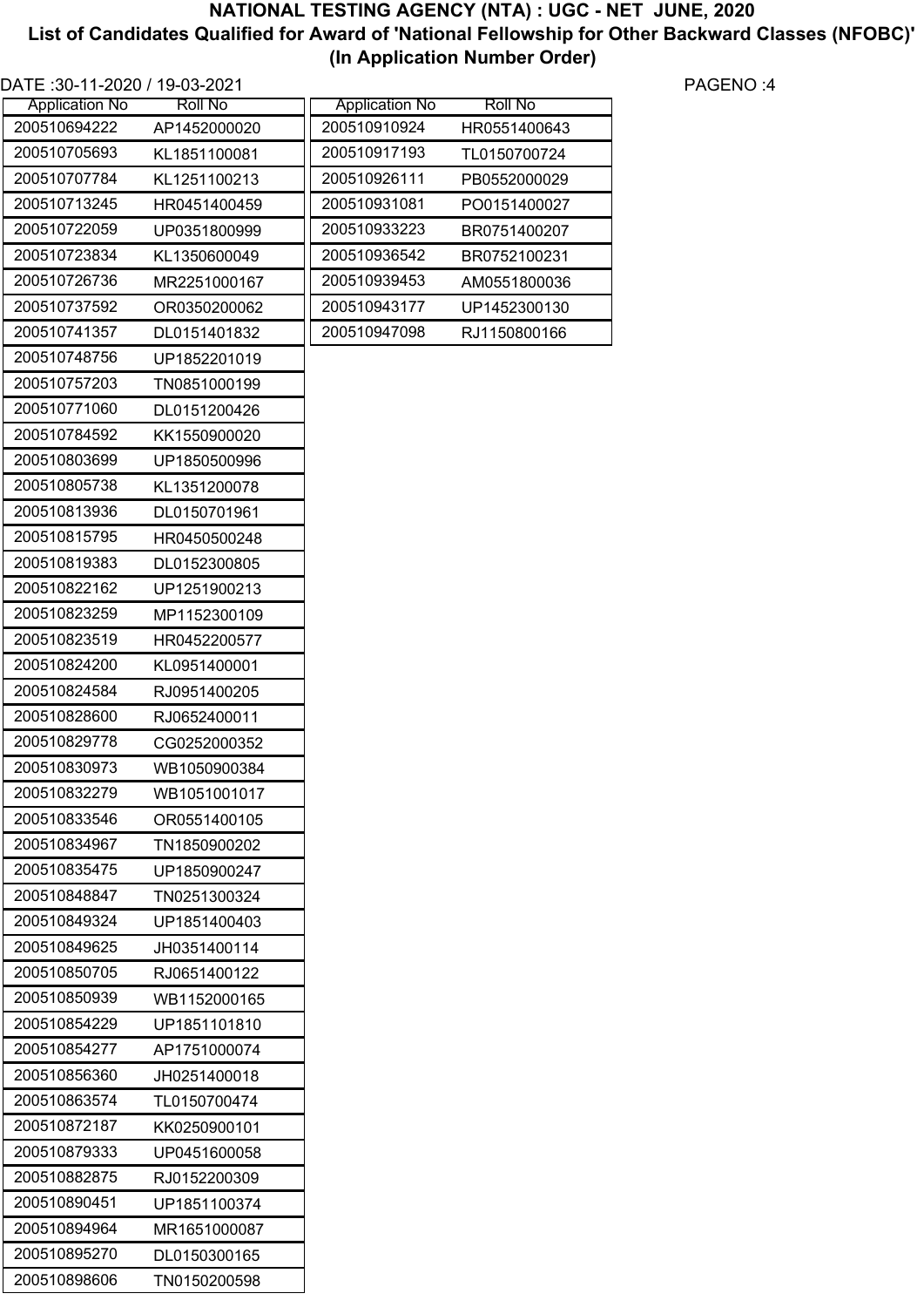# NATIONAL TESTING AGENCY (NTA) : UGC - NET JUNE, 2020

## List of Candidates Qualified for Award of 'National Fellowship for Other Backward Classes (NFOBC)'

### (In Application Number Order)

DATE :30-11-2020 / 19-03-2021

| Application No | Roll No |
|---|---|
| 200510694222 | AP1452000020 |
| 200510705693 | KL1851100081 |
| 200510707784 | KL1251100213 |
| 200510713245 | HR0451400459 |
| 200510722059 | UP0351800999 |
| 200510723834 | KL1350600049 |
| 200510726736 | MR2251000167 |
| 200510737592 | OR0350200062 |
| 200510741357 | DL0151401832 |
| 200510748756 | UP1852201019 |
| 200510757203 | TN0851000199 |
| 200510771060 | DL0151200426 |
| 200510784592 | KK1550900020 |
| 200510803699 | UP1850500996 |
| 200510805738 | KL1351200078 |
| 200510813936 | DL0150701961 |
| 200510815795 | HR0450500248 |
| 200510819383 | DL0152300805 |
| 200510822162 | UP1251900213 |
| 200510823259 | MP1152300109 |
| 200510823519 | HR0452200577 |
| 200510824200 | KL0951400001 |
| 200510824584 | RJ0951400205 |
| 200510828600 | RJ0652400011 |
| 200510829778 | CG0252000352 |
| 200510830973 | WB1050900384 |
| 200510832279 | WB1051001017 |
| 200510833546 | OR0551400105 |
| 200510834967 | TN1850900202 |
| 200510835475 | UP1850900247 |
| 200510848847 | TN0251300324 |
| 200510849324 | UP1851400403 |
| 200510849625 | JH0351400114 |
| 200510850705 | RJ0651400122 |
| 200510850939 | WB1152000165 |
| 200510854229 | UP1851101810 |
| 200510854277 | AP1751000074 |
| 200510856360 | JH0251400018 |
| 200510863574 | TL0150700474 |
| 200510872187 | KK0250900101 |
| 200510879333 | UP0451600058 |
| 200510882875 | RJ0152200309 |
| 200510890451 | UP1851100374 |
| 200510894964 | MR1651000087 |
| 200510895270 | DL0150300165 |
| 200510898606 | TN0150200598 |
| 200510910924 | HR0551400643 |
| 200510917193 | TL0150700724 |
| 200510926111 | PB0552000029 |
| 200510931081 | PO0151400027 |
| 200510933223 | BR0751400207 |
| 200510936542 | BR0752100231 |
| 200510939453 | AM0551800036 |
| 200510943177 | UP1452300130 |
| 200510947098 | RJ1150800166 |